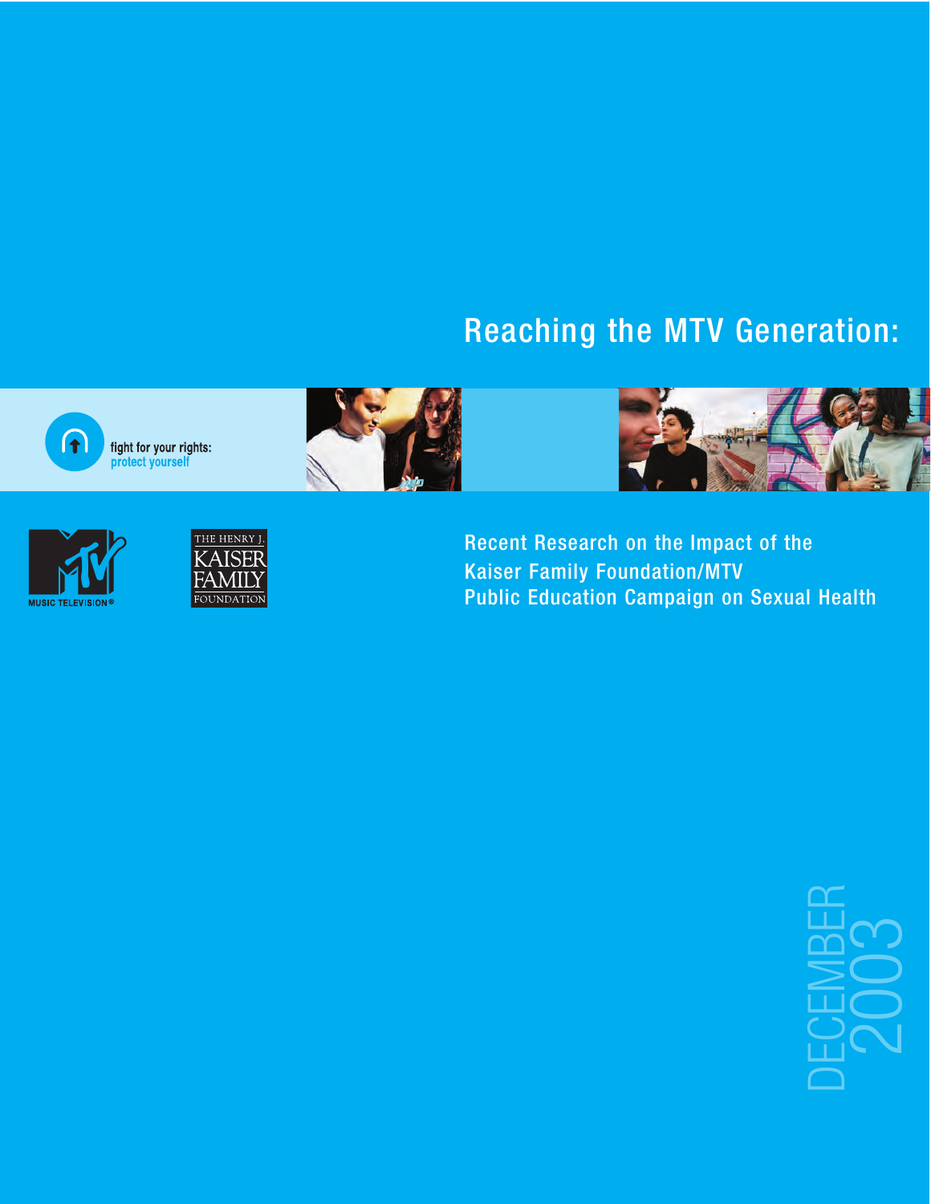# Reaching the MTV Generation:

fight for your rights:
protect yourself

MUSIC TELEVISION®

THE HENRY J. KAISER FAMILY FOUNDATION

## Recent Research on the Impact of the Kaiser Family Foundation/MTV Public Education Campaign on Sexual Health

DECEMBER 2003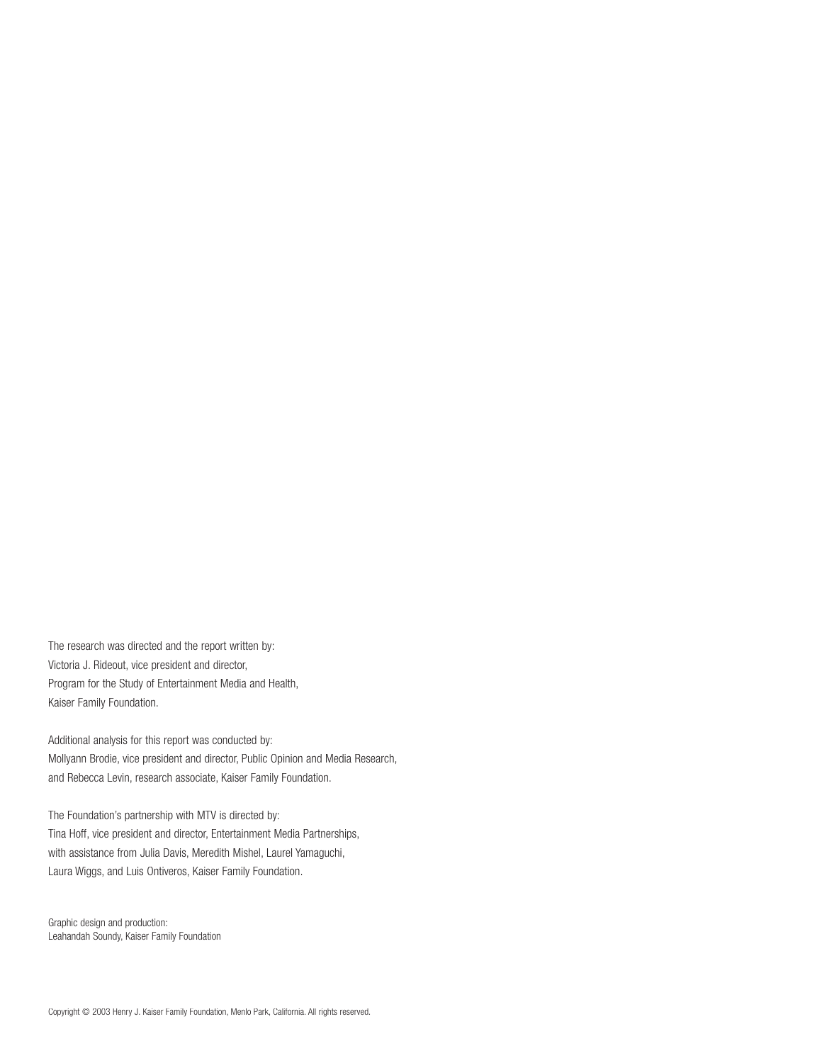The research was directed and the report written by:
Victoria J. Rideout, vice president and director,
Program for the Study of Entertainment Media and Health,
Kaiser Family Foundation.

Additional analysis for this report was conducted by:
Mollyann Brodie, vice president and director, Public Opinion and Media Research,
and Rebecca Levin, research associate, Kaiser Family Foundation.

The Foundation's partnership with MTV is directed by:
Tina Hoff, vice president and director, Entertainment Media Partnerships,
with assistance from Julia Davis, Meredith Mishel, Laurel Yamaguchi,
Laura Wiggs, and Luis Ontiveros, Kaiser Family Foundation.

Graphic design and production:
Leahandah Soundy, Kaiser Family Foundation

Copyright © 2003 Henry J. Kaiser Family Foundation, Menlo Park, California. All rights reserved.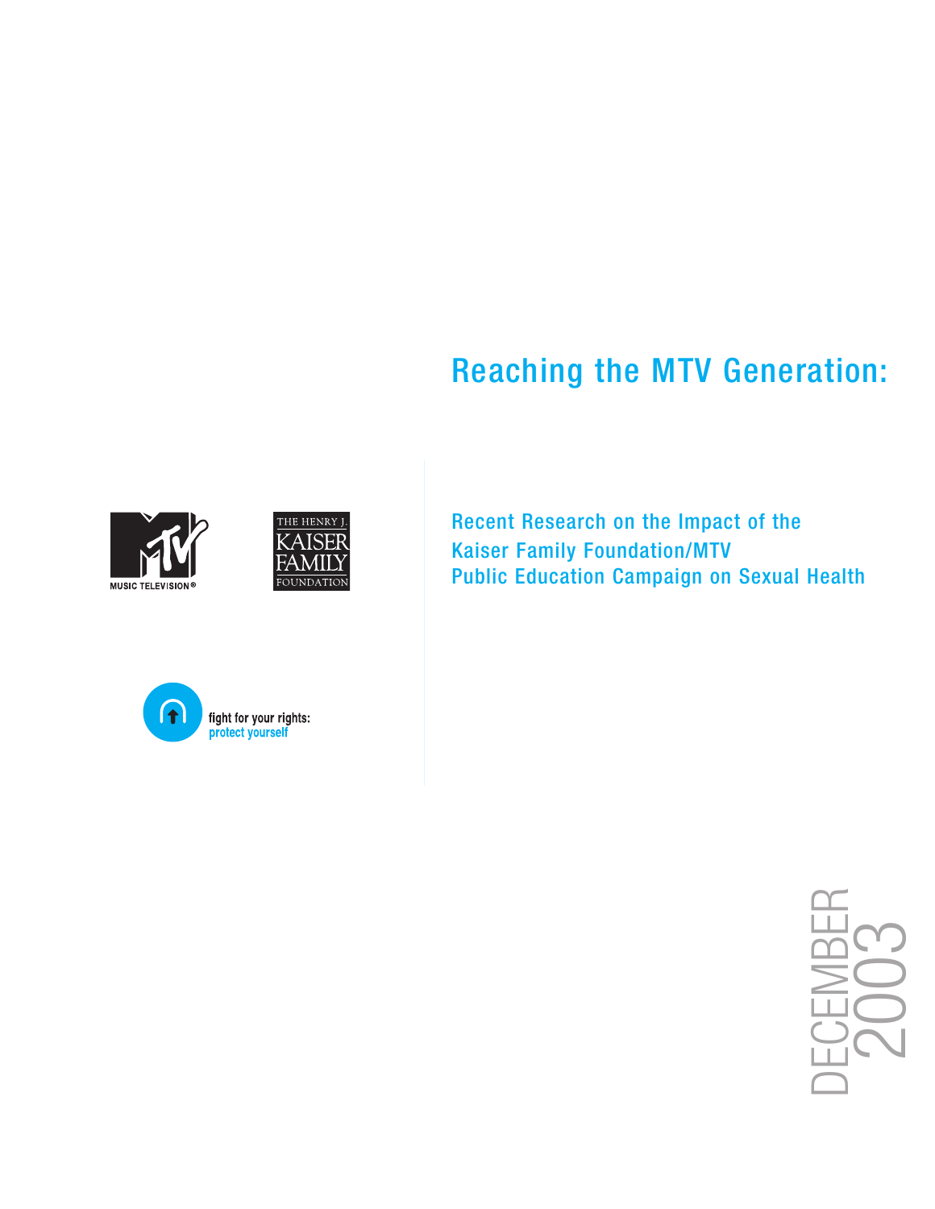# Reaching the MTV Generation:

## Recent Research on the Impact of the Kaiser Family Foundation/MTV Public Education Campaign on Sexual Health

MUSIC TELEVISION®

THE HENRY J. KAISER FAMILY FOUNDATION

fight for your rights: protect yourself

DECEMBER 2003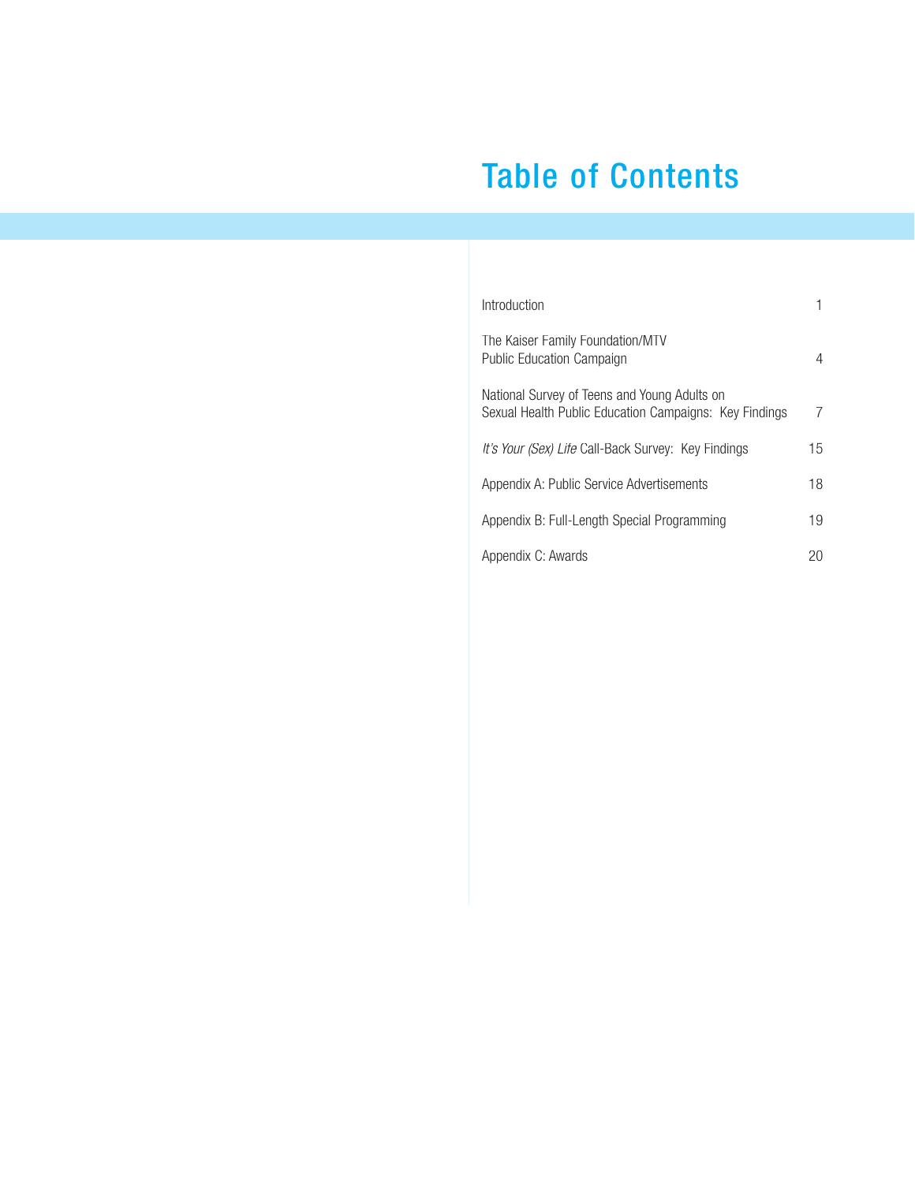# Table of Contents

| | |
|---|---|
| Introduction | 1 |
| The Kaiser Family Foundation/MTV Public Education Campaign | 4 |
| National Survey of Teens and Young Adults on Sexual Health Public Education Campaigns: Key Findings | 7 |
| *It's Your (Sex) Life* Call-Back Survey: Key Findings | 15 |
| Appendix A: Public Service Advertisements | 18 |
| Appendix B: Full-Length Special Programming | 19 |
| Appendix C: Awards | 20 |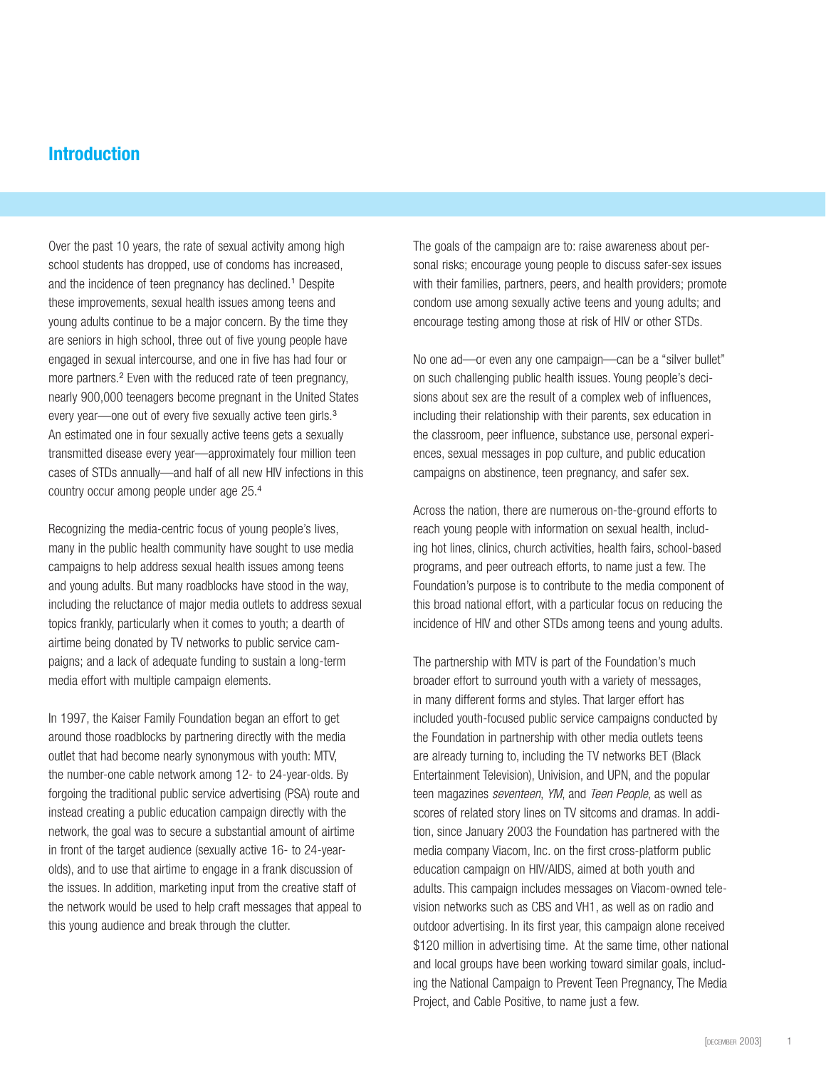## Introduction

Over the past 10 years, the rate of sexual activity among high school students has dropped, use of condoms has increased, and the incidence of teen pregnancy has declined.[1] Despite these improvements, sexual health issues among teens and young adults continue to be a major concern. By the time they are seniors in high school, three out of five young people have engaged in sexual intercourse, and one in five has had four or more partners.[2] Even with the reduced rate of teen pregnancy, nearly 900,000 teenagers become pregnant in the United States every year—one out of every five sexually active teen girls.[3] An estimated one in four sexually active teens gets a sexually transmitted disease every year—approximately four million teen cases of STDs annually—and half of all new HIV infections in this country occur among people under age 25.[4]

Recognizing the media-centric focus of young people's lives, many in the public health community have sought to use media campaigns to help address sexual health issues among teens and young adults. But many roadblocks have stood in the way, including the reluctance of major media outlets to address sexual topics frankly, particularly when it comes to youth; a dearth of airtime being donated by TV networks to public service campaigns; and a lack of adequate funding to sustain a long-term media effort with multiple campaign elements.

In 1997, the Kaiser Family Foundation began an effort to get around those roadblocks by partnering directly with the media outlet that had become nearly synonymous with youth: MTV, the number-one cable network among 12- to 24-year-olds. By forgoing the traditional public service advertising (PSA) route and instead creating a public education campaign directly with the network, the goal was to secure a substantial amount of airtime in front of the target audience (sexually active 16- to 24-year-olds), and to use that airtime to engage in a frank discussion of the issues. In addition, marketing input from the creative staff of the network would be used to help craft messages that appeal to this young audience and break through the clutter.

The goals of the campaign are to: raise awareness about personal risks; encourage young people to discuss safer-sex issues with their families, partners, peers, and health providers; promote condom use among sexually active teens and young adults; and encourage testing among those at risk of HIV or other STDs.

No one ad—or even any one campaign—can be a "silver bullet" on such challenging public health issues. Young people's decisions about sex are the result of a complex web of influences, including their relationship with their parents, sex education in the classroom, peer influence, substance use, personal experiences, sexual messages in pop culture, and public education campaigns on abstinence, teen pregnancy, and safer sex.

Across the nation, there are numerous on-the-ground efforts to reach young people with information on sexual health, including hot lines, clinics, church activities, health fairs, school-based programs, and peer outreach efforts, to name just a few. The Foundation's purpose is to contribute to the media component of this broad national effort, with a particular focus on reducing the incidence of HIV and other STDs among teens and young adults.

The partnership with MTV is part of the Foundation's much broader effort to surround youth with a variety of messages, in many different forms and styles. That larger effort has included youth-focused public service campaigns conducted by the Foundation in partnership with other media outlets teens are already turning to, including the TV networks BET (Black Entertainment Television), Univision, and UPN, and the popular teen magazines *seventeen*, *YM*, and *Teen People*, as well as scores of related story lines on TV sitcoms and dramas. In addition, since January 2003 the Foundation has partnered with the media company Viacom, Inc. on the first cross-platform public education campaign on HIV/AIDS, aimed at both youth and adults. This campaign includes messages on Viacom-owned television networks such as CBS and VH1, as well as on radio and outdoor advertising. In its first year, this campaign alone received $120 million in advertising time. At the same time, other national and local groups have been working toward similar goals, including the National Campaign to Prevent Teen Pregnancy, The Media Project, and Cable Positive, to name just a few.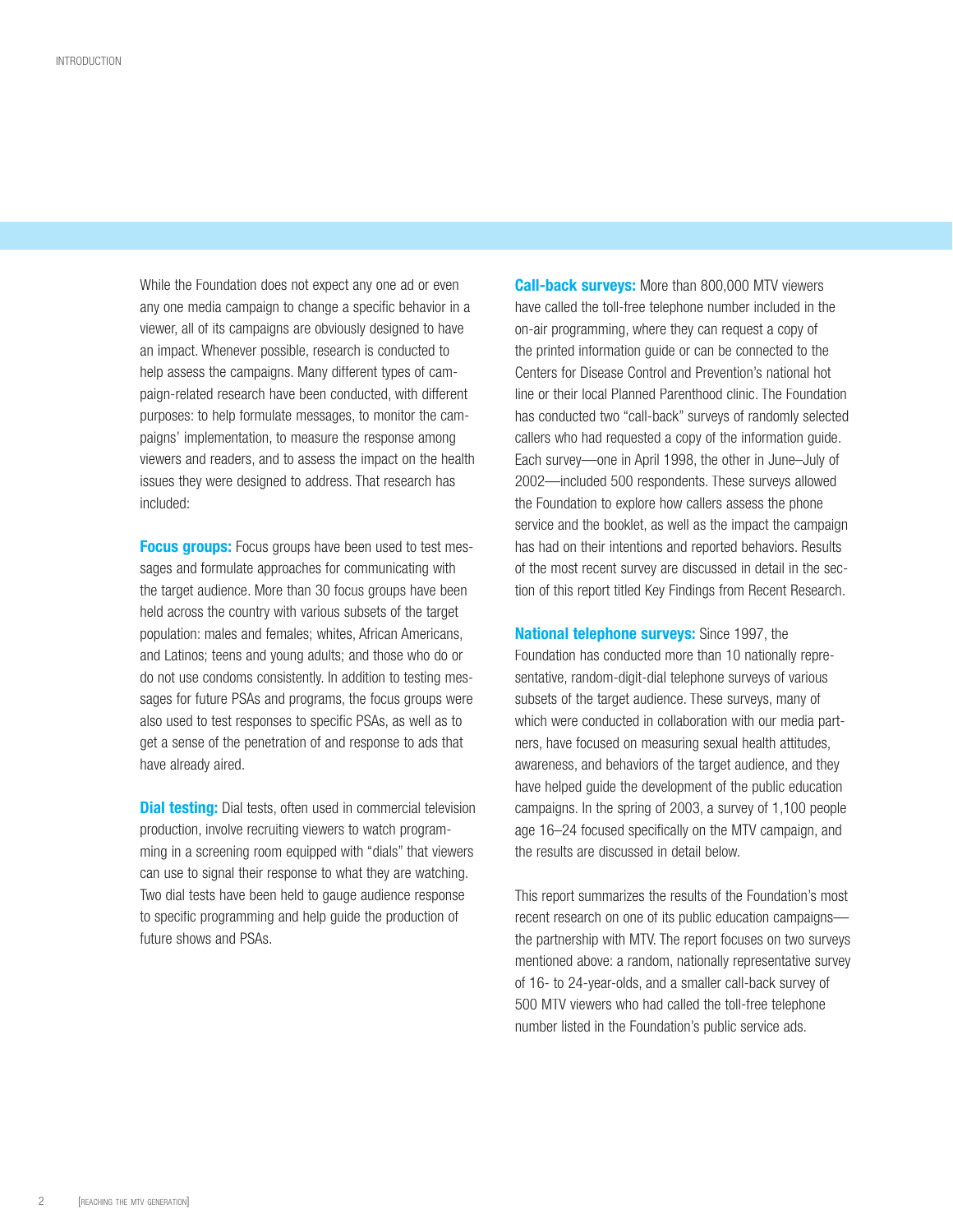While the Foundation does not expect any one ad or even any one media campaign to change a specific behavior in a viewer, all of its campaigns are obviously designed to have an impact. Whenever possible, research is conducted to help assess the campaigns. Many different types of campaign-related research have been conducted, with different purposes: to help formulate messages, to monitor the campaigns' implementation, to measure the response among viewers and readers, and to assess the impact on the health issues they were designed to address. That research has included:

**Focus groups:** Focus groups have been used to test messages and formulate approaches for communicating with the target audience. More than 30 focus groups have been held across the country with various subsets of the target population: males and females; whites, African Americans, and Latinos; teens and young adults; and those who do or do not use condoms consistently. In addition to testing messages for future PSAs and programs, the focus groups were also used to test responses to specific PSAs, as well as to get a sense of the penetration of and response to ads that have already aired.

**Dial testing:** Dial tests, often used in commercial television production, involve recruiting viewers to watch programming in a screening room equipped with "dials" that viewers can use to signal their response to what they are watching. Two dial tests have been held to gauge audience response to specific programming and help guide the production of future shows and PSAs.

**Call-back surveys:** More than 800,000 MTV viewers have called the toll-free telephone number included in the on-air programming, where they can request a copy of the printed information guide or can be connected to the Centers for Disease Control and Prevention's national hot line or their local Planned Parenthood clinic. The Foundation has conducted two "call-back" surveys of randomly selected callers who had requested a copy of the information guide. Each survey—one in April 1998, the other in June–July of 2002—included 500 respondents. These surveys allowed the Foundation to explore how callers assess the phone service and the booklet, as well as the impact the campaign has had on their intentions and reported behaviors. Results of the most recent survey are discussed in detail in the section of this report titled Key Findings from Recent Research.

**National telephone surveys:** Since 1997, the Foundation has conducted more than 10 nationally representative, random-digit-dial telephone surveys of various subsets of the target audience. These surveys, many of which were conducted in collaboration with our media partners, have focused on measuring sexual health attitudes, awareness, and behaviors of the target audience, and they have helped guide the development of the public education campaigns. In the spring of 2003, a survey of 1,100 people age 16–24 focused specifically on the MTV campaign, and the results are discussed in detail below.

This report summarizes the results of the Foundation's most recent research on one of its public education campaigns—the partnership with MTV. The report focuses on two surveys mentioned above: a random, nationally representative survey of 16- to 24-year-olds, and a smaller call-back survey of 500 MTV viewers who had called the toll-free telephone number listed in the Foundation's public service ads.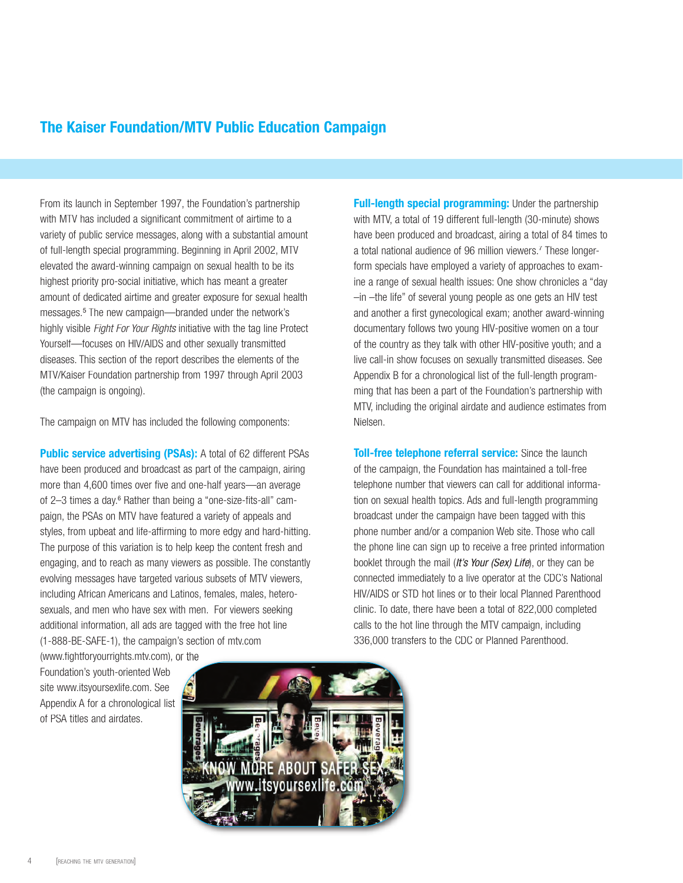## The Kaiser Foundation/MTV Public Education Campaign

From its launch in September 1997, the Foundation's partnership with MTV has included a significant commitment of airtime to a variety of public service messages, along with a substantial amount of full-length special programming. Beginning in April 2002, MTV elevated the award-winning campaign on sexual health to be its highest priority pro-social initiative, which has meant a greater amount of dedicated airtime and greater exposure for sexual health messages.[5] The new campaign—branded under the network's highly visible *Fight For Your Rights* initiative with the tag line Protect Yourself—focuses on HIV/AIDS and other sexually transmitted diseases. This section of the report describes the elements of the MTV/Kaiser Foundation partnership from 1997 through April 2003 (the campaign is ongoing).

The campaign on MTV has included the following components:

**Public service advertising (PSAs):** A total of 62 different PSAs have been produced and broadcast as part of the campaign, airing more than 4,600 times over five and one-half years—an average of 2–3 times a day.[6] Rather than being a "one-size-fits-all" campaign, the PSAs on MTV have featured a variety of appeals and styles, from upbeat and life-affirming to more edgy and hard-hitting. The purpose of this variation is to help keep the content fresh and engaging, and to reach as many viewers as possible. The constantly evolving messages have targeted various subsets of MTV viewers, including African Americans and Latinos, females, males, heterosexuals, and men who have sex with men. For viewers seeking additional information, all ads are tagged with the free hot line (1-888-BE-SAFE-1), the campaign's section of mtv.com (www.fightforyourrights.mtv.com), or the Foundation's youth-oriented Web site www.itsyoursexlife.com. See Appendix A for a chronological list of PSA titles and airdates.

**Full-length special programming:** Under the partnership with MTV, a total of 19 different full-length (30-minute) shows have been produced and broadcast, airing a total of 84 times to a total national audience of 96 million viewers.[7] These longer-form specials have employed a variety of approaches to examine a range of sexual health issues: One show chronicles a "day –in –the life" of several young people as one gets an HIV test and another a first gynecological exam; another award-winning documentary follows two young HIV-positive women on a tour of the country as they talk with other HIV-positive youth; and a live call-in show focuses on sexually transmitted diseases. See Appendix B for a chronological list of the full-length programming that has been a part of the Foundation's partnership with MTV, including the original airdate and audience estimates from Nielsen.

**Toll-free telephone referral service:** Since the launch of the campaign, the Foundation has maintained a toll-free telephone number that viewers can call for additional information on sexual health topics. Ads and full-length programming broadcast under the campaign have been tagged with this phone number and/or a companion Web site. Those who call the phone line can sign up to receive a free printed information booklet through the mail (*It's Your (Sex) Life*), or they can be connected immediately to a live operator at the CDC's National HIV/AIDS or STD hot lines or to their local Planned Parenthood clinic. To date, there have been a total of 822,000 completed calls to the hot line through the MTV campaign, including 336,000 transfers to the CDC or Planned Parenthood.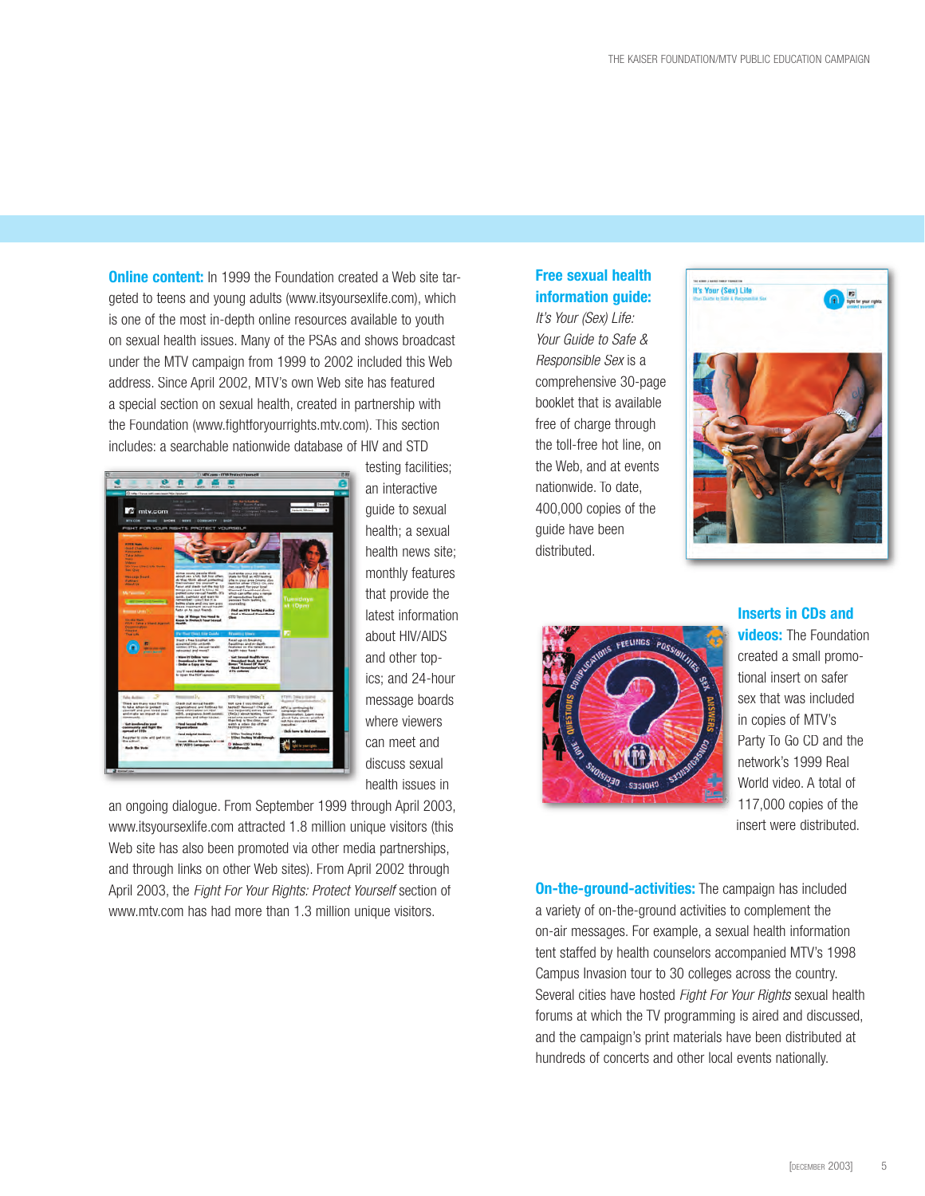**Online content:** In 1999 the Foundation created a Web site targeted to teens and young adults (www.itsyoursexlife.com), which is one of the most in-depth online resources available to youth on sexual health issues. Many of the PSAs and shows broadcast under the MTV campaign from 1999 to 2002 included this Web address. Since April 2002, MTV's own Web site has featured a special section on sexual health, created in partnership with the Foundation (www.fightforyourrights.mtv.com). This section includes: a searchable nationwide database of HIV and STD testing facilities; an interactive guide to sexual health; a sexual health news site; monthly features that provide the latest information about HIV/AIDS and other topics; and 24-hour message boards where viewers can meet and discuss sexual health issues in an ongoing dialogue. From September 1999 through April 2003, www.itsyoursexlife.com attracted 1.8 million unique visitors (this Web site has also been promoted via other media partnerships, and through links on other Web sites). From April 2002 through April 2003, the *Fight For Your Rights: Protect Yourself* section of www.mtv.com has had more than 1.3 million unique visitors.

**Free sexual health information guide:** *It's Your (Sex) Life: Your Guide to Safe & Responsible Sex* is a comprehensive 30-page booklet that is available free of charge through the toll-free hot line, on the Web, and at events nationwide. To date, 400,000 copies of the guide have been distributed.

**Inserts in CDs and videos:** The Foundation created a small promotional insert on safer sex that was included in copies of MTV's Party To Go CD and the network's 1999 Real World video. A total of 117,000 copies of the insert were distributed.

**On-the-ground-activities:** The campaign has included a variety of on-the-ground activities to complement the on-air messages. For example, a sexual health information tent staffed by health counselors accompanied MTV's 1998 Campus Invasion tour to 30 colleges across the country. Several cities have hosted *Fight For Your Rights* sexual health forums at which the TV programming is aired and discussed, and the campaign's print materials have been distributed at hundreds of concerts and other local events nationally.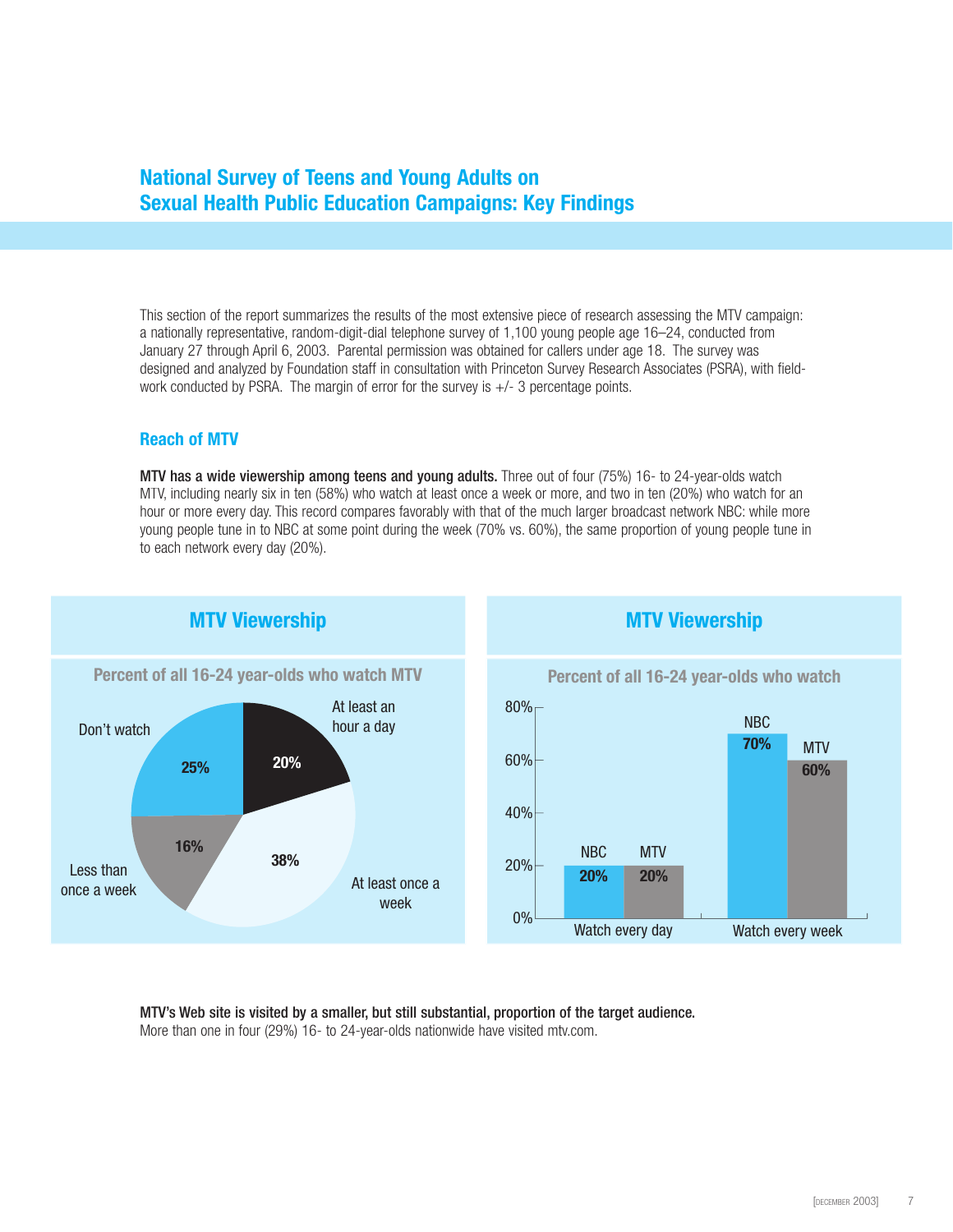# National Survey of Teens and Young Adults on Sexual Health Public Education Campaigns: Key Findings

This section of the report summarizes the results of the most extensive piece of research assessing the MTV campaign: a nationally representative, random-digit-dial telephone survey of 1,100 young people age 16–24, conducted from January 27 through April 6, 2003. Parental permission was obtained for callers under age 18. The survey was designed and analyzed by Foundation staff in consultation with Princeton Survey Research Associates (PSRA), with field-work conducted by PSRA. The margin of error for the survey is +/- 3 percentage points.

## Reach of MTV

**MTV has a wide viewership among teens and young adults.** Three out of four (75%) 16- to 24-year-olds watch MTV, including nearly six in ten (58%) who watch at least once a week or more, and two in ten (20%) who watch for an hour or more every day. This record compares favorably with that of the much larger broadcast network NBC: while more young people tune in to NBC at some point during the week (70% vs. 60%), the same proportion of young people tune in to each network every day (20%).

### MTV Viewership

Percent of all 16-24 year-olds who watch MTV

| Category | Percent |
|---|---|
| At least an hour a day | 20% |
| At least once a week | 38% |
| Less than once a week | 16% |
| Don't watch | 25% |

### MTV Viewership

Percent of all 16-24 year-olds who watch

| | NBC | MTV |
|---|---|---|
| Watch every day | 20% | 20% |
| Watch every week | 70% | 60% |

**MTV's Web site is visited by a smaller, but still substantial, proportion of the target audience.** More than one in four (29%) 16- to 24-year-olds nationwide have visited mtv.com.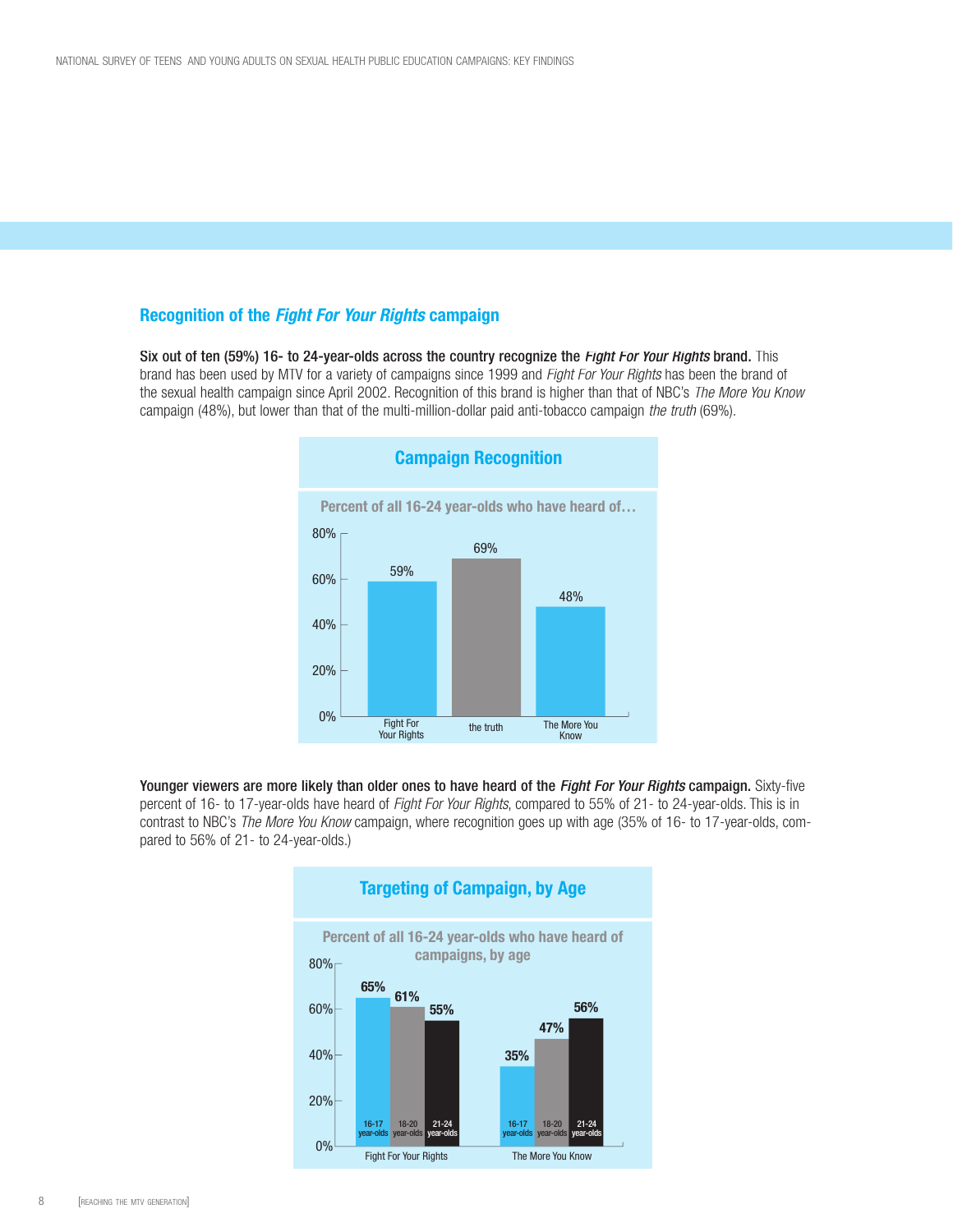## Recognition of the *Fight For Your Rights* campaign

**Six out of ten (59%) 16- to 24-year-olds across the country recognize the *Fight For Your Rights* brand.** This brand has been used by MTV for a variety of campaigns since 1999 and *Fight For Your Rights* has been the brand of the sexual health campaign since April 2002. Recognition of this brand is higher than that of NBC's *The More You Know* campaign (48%), but lower than that of the multi-million-dollar paid anti-tobacco campaign *the truth* (69%).

### Campaign Recognition

Percent of all 16-24 year-olds who have heard of…

| Campaign | Percent |
|---|---|
| Fight For Your Rights | 59% |
| the truth | 69% |
| The More You Know | 48% |

**Younger viewers are more likely than older ones to have heard of the *Fight For Your Rights* campaign.** Sixty-five percent of 16- to 17-year-olds have heard of *Fight For Your Rights*, compared to 55% of 21- to 24-year-olds. This is in contrast to NBC's *The More You Know* campaign, where recognition goes up with age (35% of 16- to 17-year-olds, compared to 56% of 21- to 24-year-olds.)

### Targeting of Campaign, by Age

Percent of all 16-24 year-olds who have heard of campaigns, by age

| Campaign | 16-17 year-olds | 18-20 year-olds | 21-24 year-olds |
|---|---|---|---|
| Fight For Your Rights | 65% | 61% | 55% |
| The More You Know | 35% | 47% | 56% |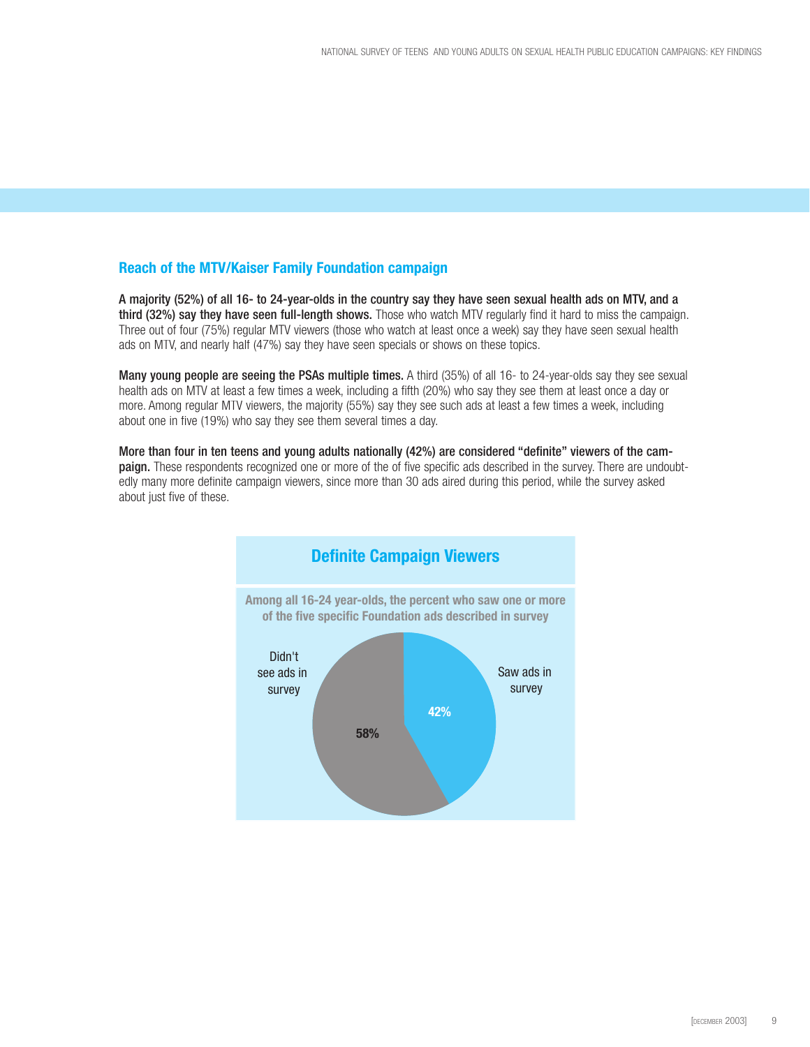## Reach of the MTV/Kaiser Family Foundation campaign

**A majority (52%) of all 16- to 24-year-olds in the country say they have seen sexual health ads on MTV, and a third (32%) say they have seen full-length shows.** Those who watch MTV regularly find it hard to miss the campaign. Three out of four (75%) regular MTV viewers (those who watch at least once a week) say they have seen sexual health ads on MTV, and nearly half (47%) say they have seen specials or shows on these topics.

**Many young people are seeing the PSAs multiple times.** A third (35%) of all 16- to 24-year-olds say they see sexual health ads on MTV at least a few times a week, including a fifth (20%) who say they see them at least once a day or more. Among regular MTV viewers, the majority (55%) say they see such ads at least a few times a week, including about one in five (19%) who say they see them several times a day.

**More than four in ten teens and young adults nationally (42%) are considered "definite" viewers of the campaign.** These respondents recognized one or more of the of five specific ads described in the survey. There are undoubtedly many more definite campaign viewers, since more than 30 ads aired during this period, while the survey asked about just five of these.

### Definite Campaign Viewers

**Among all 16-24 year-olds, the percent who saw one or more of the five specific Foundation ads described in survey**

| | Percent |
|---|---|
| Saw ads in survey | 42% |
| Didn't see ads in survey | 58% |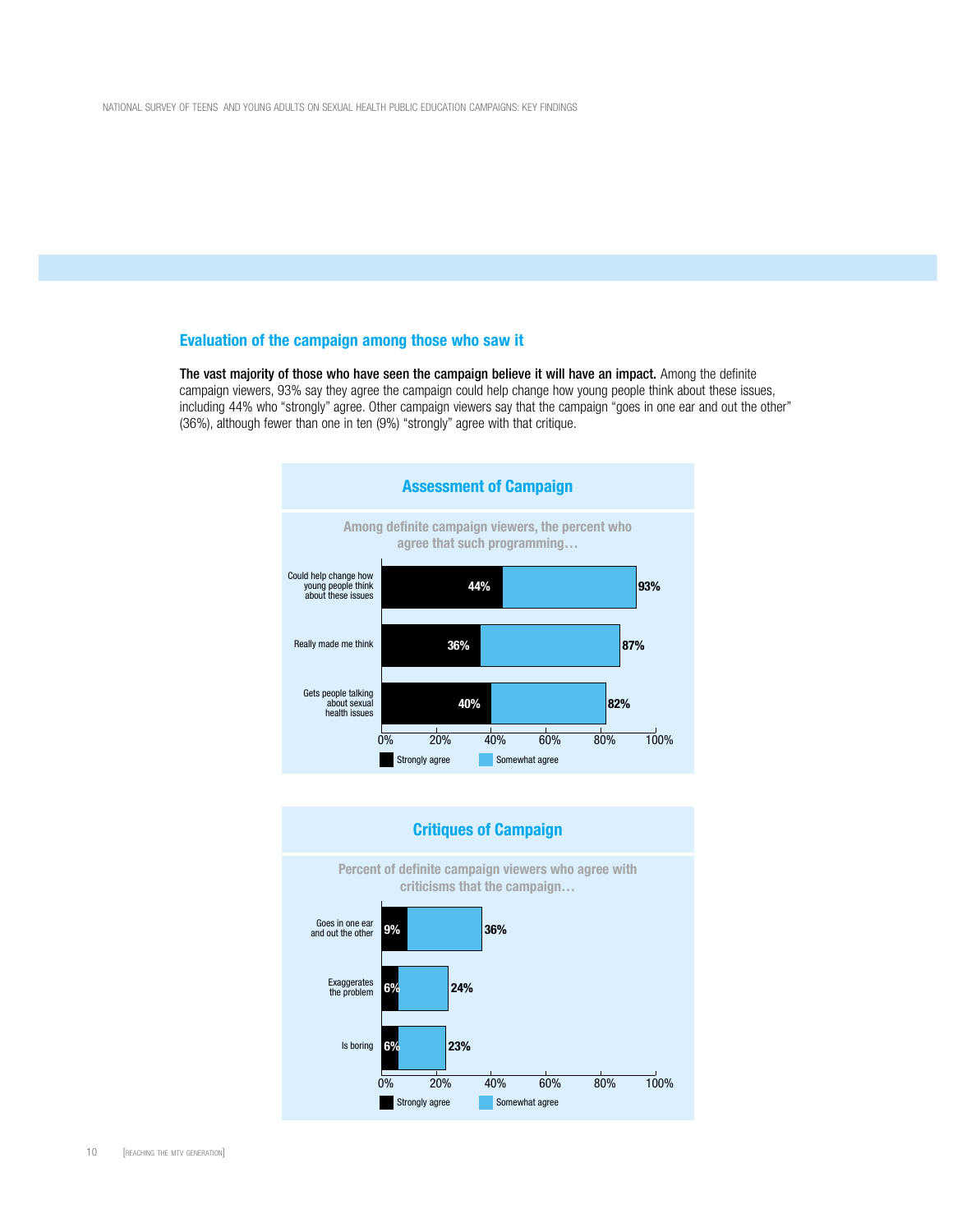## Evaluation of the campaign among those who saw it

**The vast majority of those who have seen the campaign believe it will have an impact.** Among the definite campaign viewers, 93% say they agree the campaign could help change how young people think about these issues, including 44% who "strongly" agree. Other campaign viewers say that the campaign "goes in one ear and out the other" (36%), although fewer than one in ten (9%) "strongly" agree with that critique.

### Assessment of Campaign

Among definite campaign viewers, the percent who agree that such programming…

| | Strongly agree | Total agree |
|---|---|---|
| Could help change how young people think about these issues | 44% | 93% |
| Really made me think | 36% | 87% |
| Gets people talking about sexual health issues | 40% | 82% |

### Critiques of Campaign

Percent of definite campaign viewers who agree with criticisms that the campaign…

| | Strongly agree | Total agree |
|---|---|---|
| Goes in one ear and out the other | 9% | 36% |
| Exaggerates the problem | 6% | 24% |
| Is boring | 6% | 23% |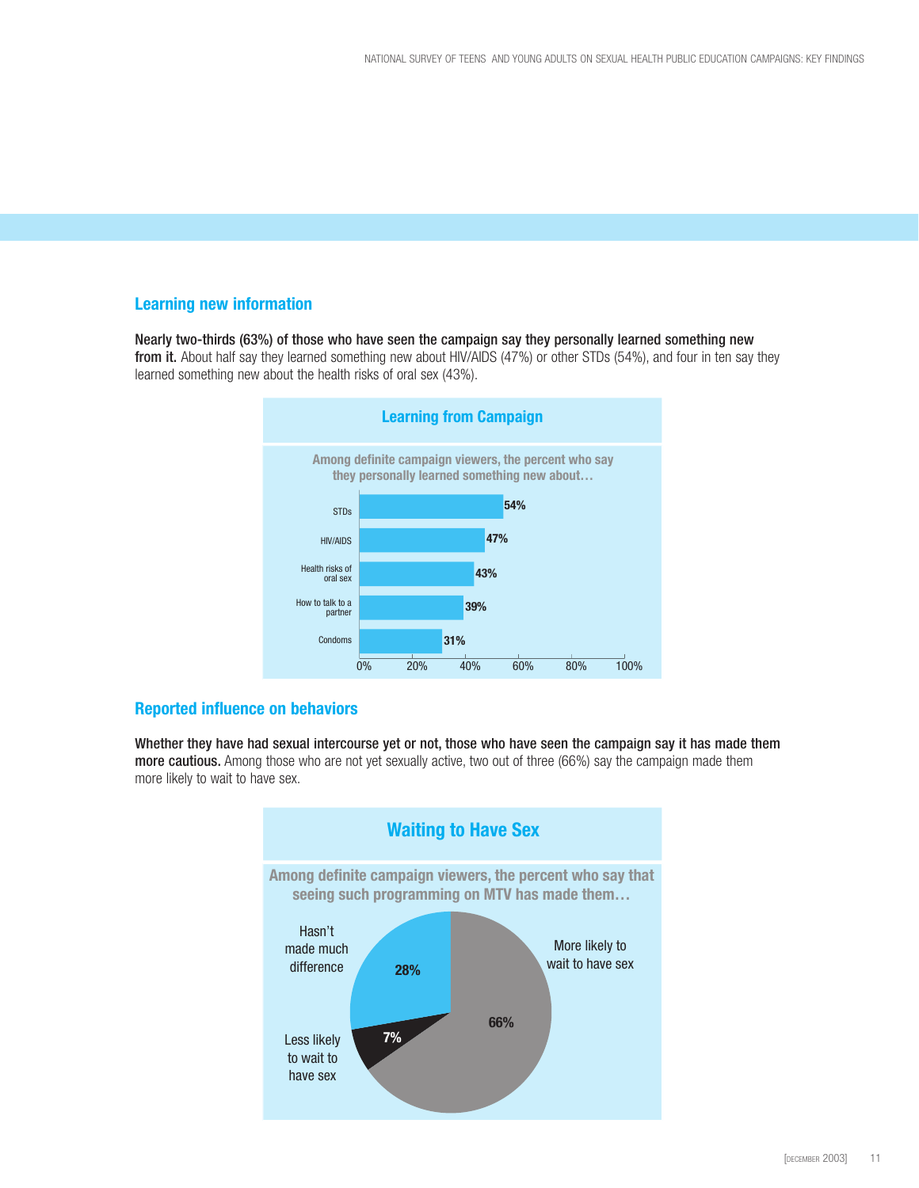## Learning new information

**Nearly two-thirds (63%) of those who have seen the campaign say they personally learned something new from it.** About half say they learned something new about HIV/AIDS (47%) or other STDs (54%), and four in ten say they learned something new about the health risks of oral sex (43%).

### Learning from Campaign

Among definite campaign viewers, the percent who say they personally learned something new about…

| Topic | Percent |
|---|---|
| STDs | 54% |
| HIV/AIDS | 47% |
| Health risks of oral sex | 43% |
| How to talk to a partner | 39% |
| Condoms | 31% |

## Reported influence on behaviors

**Whether they have had sexual intercourse yet or not, those who have seen the campaign say it has made them more cautious.** Among those who are not yet sexually active, two out of three (66%) say the campaign made them more likely to wait to have sex.

### Waiting to Have Sex

Among definite campaign viewers, the percent who say that seeing such programming on MTV has made them…

| Response | Percent |
|---|---|
| More likely to wait to have sex | 66% |
| Hasn't made much difference | 28% |
| Less likely to wait to have sex | 7% |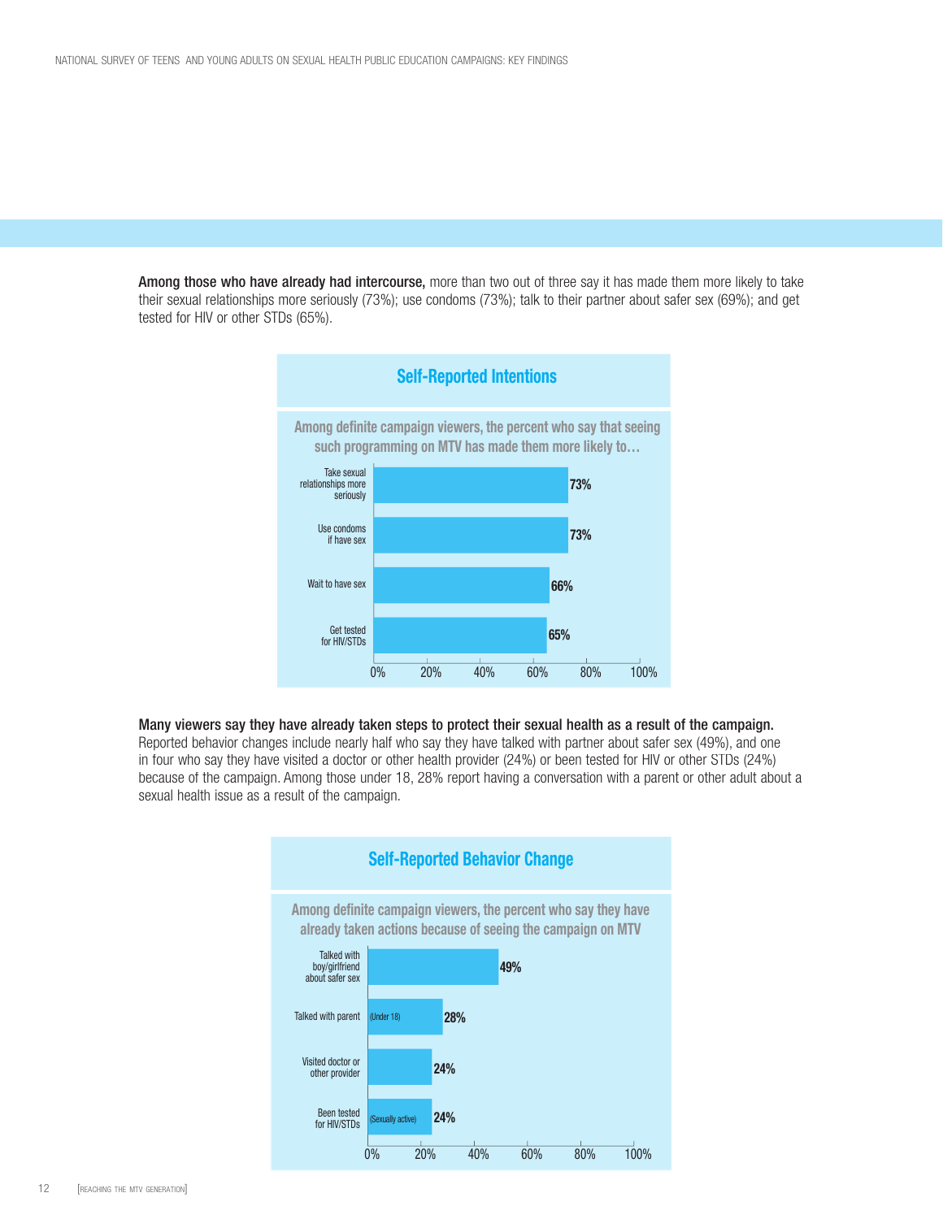**Among those who have already had intercourse,** more than two out of three say it has made them more likely to take their sexual relationships more seriously (73%); use condoms (73%); talk to their partner about safer sex (69%); and get tested for HIV or other STDs (65%).

### Self-Reported Intentions

Among definite campaign viewers, the percent who say that seeing such programming on MTV has made them more likely to…

| Intention | Percent |
| --- | --- |
| Take sexual relationships more seriously | 73% |
| Use condoms if have sex | 73% |
| Wait to have sex | 66% |
| Get tested for HIV/STDs | 65% |

**Many viewers say they have already taken steps to protect their sexual health as a result of the campaign.** Reported behavior changes include nearly half who say they have talked with partner about safer sex (49%), and one in four who say they have visited a doctor or other health provider (24%) or been tested for HIV or other STDs (24%) because of the campaign. Among those under 18, 28% report having a conversation with a parent or other adult about a sexual health issue as a result of the campaign.

### Self-Reported Behavior Change

Among definite campaign viewers, the percent who say they have already taken actions because of seeing the campaign on MTV

| Action | Percent |
| --- | --- |
| Talked with boy/girlfriend about safer sex | 49% |
| Talked with parent (Under 18) | 28% |
| Visited doctor or other provider | 24% |
| Been tested for HIV/STDs (Sexually active) | 24% |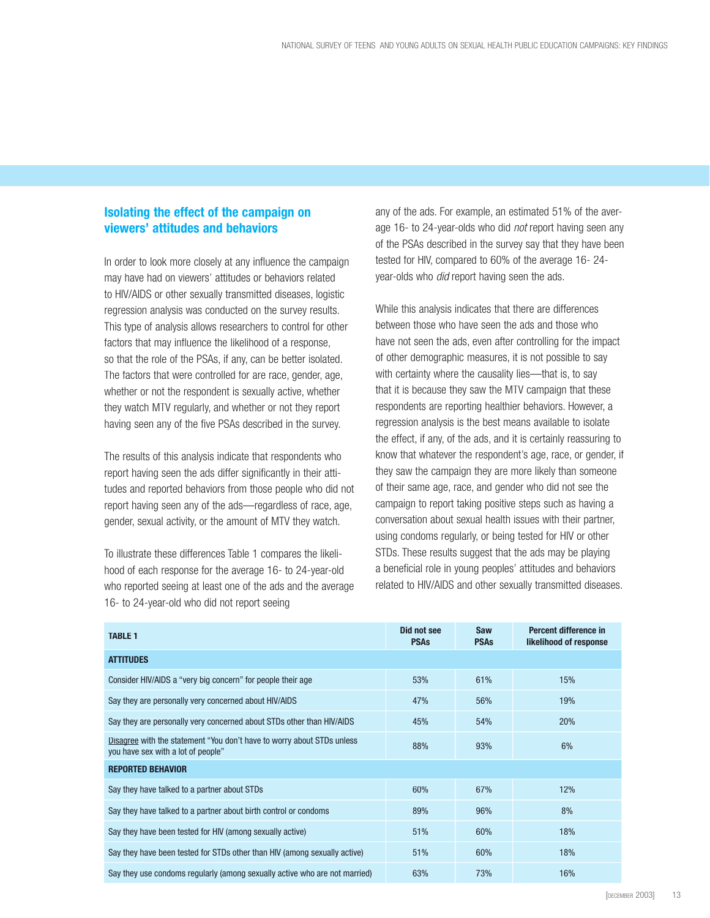## Isolating the effect of the campaign on viewers' attitudes and behaviors

In order to look more closely at any influence the campaign may have had on viewers' attitudes or behaviors related to HIV/AIDS or other sexually transmitted diseases, logistic regression analysis was conducted on the survey results. This type of analysis allows researchers to control for other factors that may influence the likelihood of a response, so that the role of the PSAs, if any, can be better isolated. The factors that were controlled for are race, gender, age, whether or not the respondent is sexually active, whether they watch MTV regularly, and whether or not they report having seen any of the five PSAs described in the survey.

The results of this analysis indicate that respondents who report having seen the ads differ significantly in their attitudes and reported behaviors from those people who did not report having seen any of the ads—regardless of race, age, gender, sexual activity, or the amount of MTV they watch.

To illustrate these differences Table 1 compares the likelihood of each response for the average 16- to 24-year-old who reported seeing at least one of the ads and the average 16- to 24-year-old who did not report seeing any of the ads. For example, an estimated 51% of the average 16- to 24-year-olds who did *not* report having seen any of the PSAs described in the survey say that they have been tested for HIV, compared to 60% of the average 16- 24-year-olds who *did* report having seen the ads.

While this analysis indicates that there are differences between those who have seen the ads and those who have not seen the ads, even after controlling for the impact of other demographic measures, it is not possible to say with certainty where the causality lies—that is, to say that it is because they saw the MTV campaign that these respondents are reporting healthier behaviors. However, a regression analysis is the best means available to isolate the effect, if any, of the ads, and it is certainly reassuring to know that whatever the respondent's age, race, or gender, if they saw the campaign they are more likely than someone of their same age, race, and gender who did not see the campaign to report taking positive steps such as having a conversation about sexual health issues with their partner, using condoms regularly, or being tested for HIV or other STDs. These results suggest that the ads may be playing a beneficial role in young peoples' attitudes and behaviors related to HIV/AIDS and other sexually transmitted diseases.

| TABLE 1 | Did not see PSAs | Saw PSAs | Percent difference in likelihood of response |
|---|---|---|---|
| **ATTITUDES** | | | |
| Consider HIV/AIDS a "very big concern" for people their age | 53% | 61% | 15% |
| Say they are personally very concerned about HIV/AIDS | 47% | 56% | 19% |
| Say they are personally very concerned about STDs other than HIV/AIDS | 45% | 54% | 20% |
| Disagree with the statement "You don't have to worry about STDs unless you have sex with a lot of people" | 88% | 93% | 6% |
| **REPORTED BEHAVIOR** | | | |
| Say they have talked to a partner about STDs | 60% | 67% | 12% |
| Say they have talked to a partner about birth control or condoms | 89% | 96% | 8% |
| Say they have been tested for HIV (among sexually active) | 51% | 60% | 18% |
| Say they have been tested for STDs other than HIV (among sexually active) | 51% | 60% | 18% |
| Say they use condoms regularly (among sexually active who are not married) | 63% | 73% | 16% |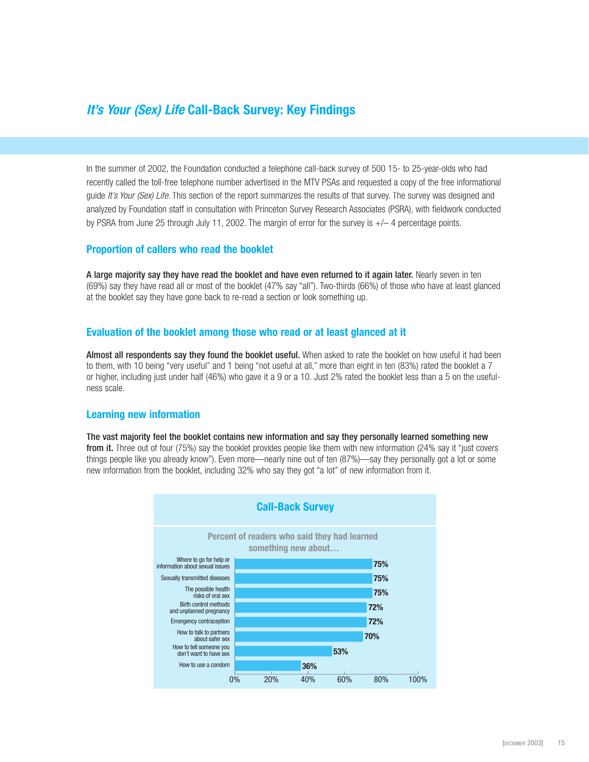## *It's Your (Sex) Life* Call-Back Survey: Key Findings

In the summer of 2002, the Foundation conducted a telephone call-back survey of 500 15- to 25-year-olds who had recently called the toll-free telephone number advertised in the MTV PSAs and requested a copy of the free informational guide *It's Your (Sex) Life*. This section of the report summarizes the results of that survey. The survey was designed and analyzed by Foundation staff in consultation with Princeton Survey Research Associates (PSRA), with fieldwork conducted by PSRA from June 25 through July 11, 2002. The margin of error for the survey is +/– 4 percentage points.

### Proportion of callers who read the booklet

**A large majority say they have read the booklet and have even returned to it again later.** Nearly seven in ten (69%) say they have read all or most of the booklet (47% say "all"). Two-thirds (66%) of those who have at least glanced at the booklet say they have gone back to re-read a section or look something up.

### Evaluation of the booklet among those who read or at least glanced at it

**Almost all respondents say they found the booklet useful.** When asked to rate the booklet on how useful it had been to them, with 10 being "very useful" and 1 being "not useful at all," more than eight in ten (83%) rated the booklet a 7 or higher, including just under half (46%) who gave it a 9 or a 10. Just 2% rated the booklet less than a 5 on the usefulness scale.

### Learning new information

**The vast majority feel the booklet contains new information and say they personally learned something new from it.** Three out of four (75%) say the booklet provides people like them with new information (24% say it "just covers things people like you already know"). Even more—nearly nine out of ten (87%)—say they personally got a lot or some new information from the booklet, including 32% who say they got "a lot" of new information from it.

**Call-Back Survey**

Percent of readers who said they had learned something new about…

| Topic | Percent |
| --- | --- |
| Where to go for help or information about sexual issues | 75% |
| Sexually transmitted diseases | 75% |
| The possible health risks of oral sex | 75% |
| Birth control methods and unplanned pregnancy | 72% |
| Emergency contraception | 72% |
| How to talk to partners about safer sex | 70% |
| How to tell someone you don't want to have sex | 53% |
| How to use a condom | 36% |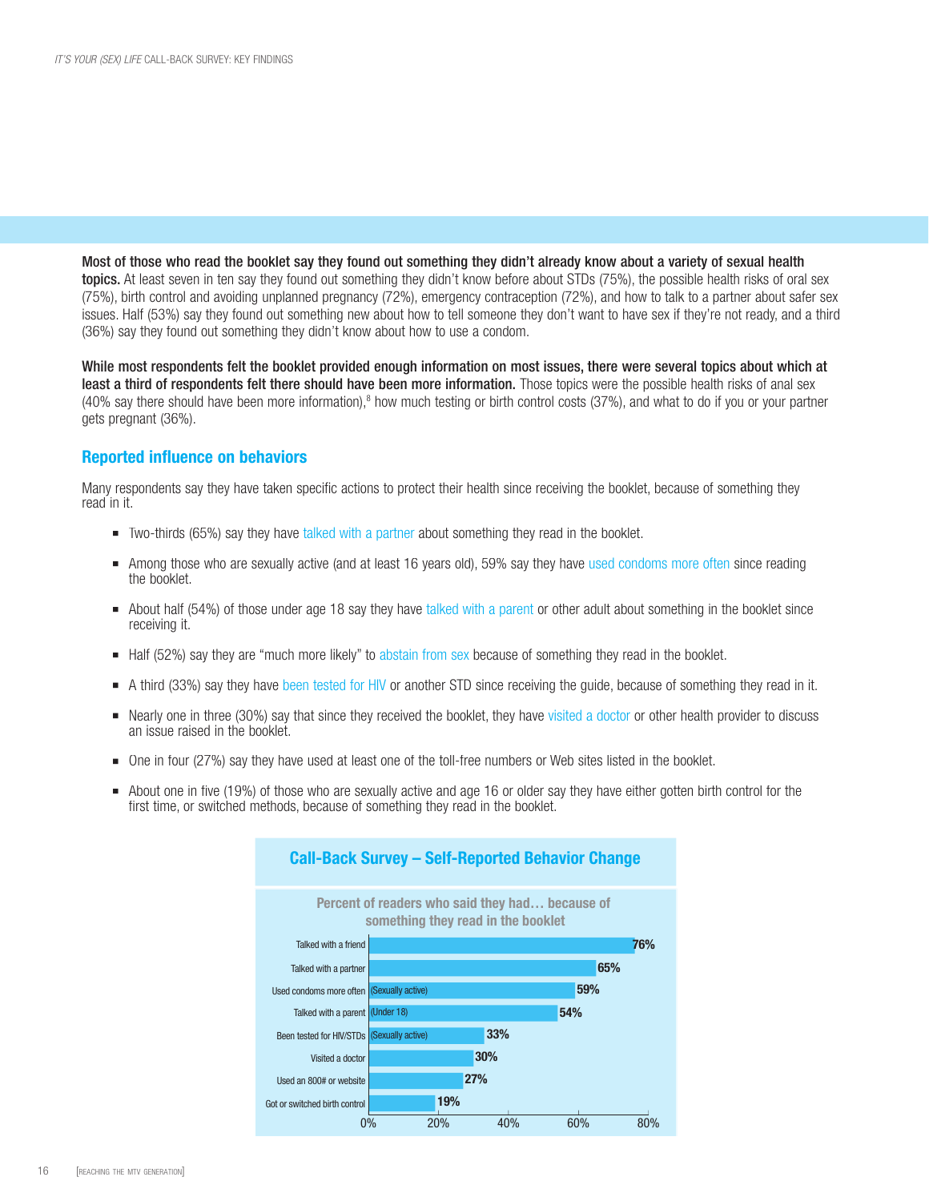**Most of those who read the booklet say they found out something they didn't already know about a variety of sexual health topics.** At least seven in ten say they found out something they didn't know before about STDs (75%), the possible health risks of oral sex (75%), birth control and avoiding unplanned pregnancy (72%), emergency contraception (72%), and how to talk to a partner about safer sex issues. Half (53%) say they found out something new about how to tell someone they don't want to have sex if they're not ready, and a third (36%) say they found out something they didn't know about how to use a condom.

**While most respondents felt the booklet provided enough information on most issues, there were several topics about which at least a third of respondents felt there should have been more information.** Those topics were the possible health risks of anal sex (40% say there should have been more information),[8] how much testing or birth control costs (37%), and what to do if you or your partner gets pregnant (36%).

## Reported influence on behaviors

Many respondents say they have taken specific actions to protect their health since receiving the booklet, because of something they read in it.

- Two-thirds (65%) say they have talked with a partner about something they read in the booklet.
- Among those who are sexually active (and at least 16 years old), 59% say they have used condoms more often since reading the booklet.
- About half (54%) of those under age 18 say they have talked with a parent or other adult about something in the booklet since receiving it.
- Half (52%) say they are "much more likely" to abstain from sex because of something they read in the booklet.
- A third (33%) say they have been tested for HIV or another STD since receiving the guide, because of something they read in it.
- Nearly one in three (30%) say that since they received the booklet, they have visited a doctor or other health provider to discuss an issue raised in the booklet.
- One in four (27%) say they have used at least one of the toll-free numbers or Web sites listed in the booklet.
- About one in five (19%) of those who are sexually active and age 16 or older say they have either gotten birth control for the first time, or switched methods, because of something they read in the booklet.

### Call-Back Survey – Self-Reported Behavior Change

Percent of readers who said they had… because of something they read in the booklet

| Behavior | Percent |
|---|---|
| Talked with a friend | 76% |
| Talked with a partner | 65% |
| Used condoms more often (Sexually active) | 59% |
| Talked with a parent (Under 18) | 54% |
| Been tested for HIV/STDs (Sexually active) | 33% |
| Visited a doctor | 30% |
| Used an 800# or website | 27% |
| Got or switched birth control | 19% |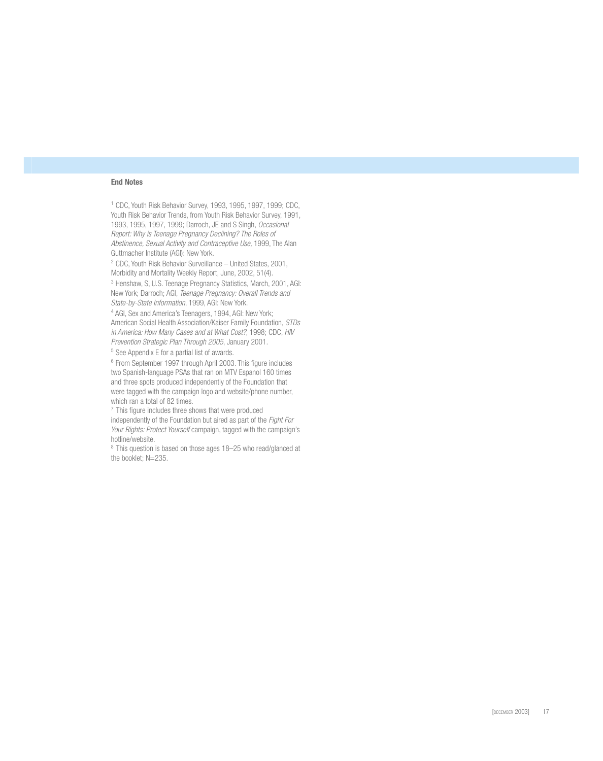## End Notes

[1] CDC, Youth Risk Behavior Survey, 1993, 1995, 1997, 1999; CDC, Youth Risk Behavior Trends, from Youth Risk Behavior Survey, 1991, 1993, 1995, 1997, 1999; Darroch, JE and S Singh, *Occasional Report: Why is Teenage Pregnancy Declining? The Roles of Abstinence, Sexual Activity and Contraceptive Use,* 1999, The Alan Guttmacher Institute (AGI): New York.

[2] CDC, Youth Risk Behavior Surveillance – United States, 2001, Morbidity and Mortality Weekly Report, June, 2002, 51(4).

[3] Henshaw, S, U.S. Teenage Pregnancy Statistics, March, 2001, AGI: New York; Darroch; AGI, *Teenage Pregnancy: Overall Trends and State-by-State Information*, 1999, AGI: New York.

[4] AGI, Sex and America's Teenagers, 1994, AGI: New York; American Social Health Association/Kaiser Family Foundation, *STDs in America: How Many Cases and at What Cost?*, 1998; CDC, *HIV Prevention Strategic Plan Through 2005*, January 2001.

[5] See Appendix E for a partial list of awards.

[6] From September 1997 through April 2003. This figure includes two Spanish-language PSAs that ran on MTV Espanol 160 times and three spots produced independently of the Foundation that were tagged with the campaign logo and website/phone number, which ran a total of 82 times.

[7] This figure includes three shows that were produced independently of the Foundation but aired as part of the *Fight For Your Rights: Protect Yourself* campaign, tagged with the campaign's hotline/website.

[8] This question is based on those ages 18–25 who read/glanced at the booklet; N=235.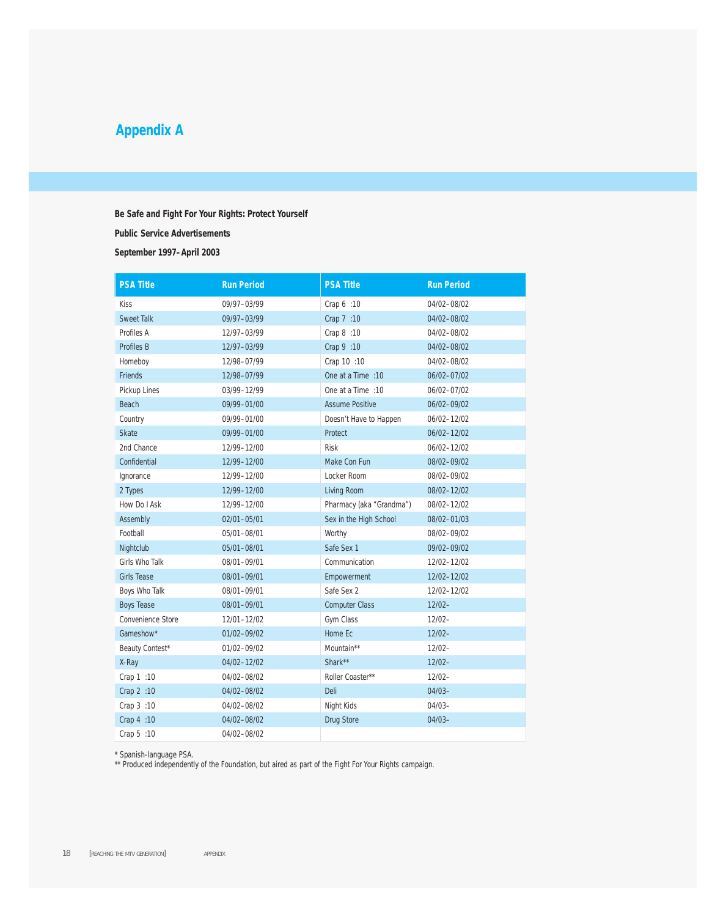## Appendix A

**Be Safe and Fight For Your Rights: Protect Yourself**

**Public Service Advertisements**

**September 1997–April 2003**

| PSA Title | Run Period | PSA Title | Run Period |
|---|---|---|---|
| Kiss | 09/97–03/99 | Crap 6 :10 | 04/02–08/02 |
| Sweet Talk | 09/97–03/99 | Crap 7 :10 | 04/02–08/02 |
| Profiles A | 12/97–03/99 | Crap 8 :10 | 04/02–08/02 |
| Profiles B | 12/97–03/99 | Crap 9 :10 | 04/02–08/02 |
| Homeboy | 12/98–07/99 | Crap 10 :10 | 04/02–08/02 |
| Friends | 12/98–07/99 | One at a Time :10 | 06/02–07/02 |
| Pickup Lines | 03/99–12/99 | One at a Time :10 | 06/02–07/02 |
| Beach | 09/99–01/00 | Assume Positive | 06/02–09/02 |
| Country | 09/99–01/00 | Doesn't Have to Happen | 06/02–12/02 |
| Skate | 09/99–01/00 | Protect | 06/02–12/02 |
| 2nd Chance | 12/99–12/00 | Risk | 06/02–12/02 |
| Confidential | 12/99–12/00 | Make Con Fun | 08/02–09/02 |
| Ignorance | 12/99–12/00 | Locker Room | 08/02–09/02 |
| 2 Types | 12/99–12/00 | Living Room | 08/02–12/02 |
| How Do I Ask | 12/99–12/00 | Pharmacy (aka "Grandma") | 08/02–12/02 |
| Assembly | 02/01–05/01 | Sex in the High School | 08/02–01/03 |
| Football | 05/01–08/01 | Worthy | 08/02–09/02 |
| Nightclub | 05/01–08/01 | Safe Sex 1 | 09/02–09/02 |
| Girls Who Talk | 08/01–09/01 | Communication | 12/02–12/02 |
| Girls Tease | 08/01–09/01 | Empowerment | 12/02–12/02 |
| Boys Who Talk | 08/01–09/01 | Safe Sex 2 | 12/02–12/02 |
| Boys Tease | 08/01–09/01 | Computer Class | 12/02– |
| Convenience Store | 12/01–12/02 | Gym Class | 12/02– |
| Gameshow* | 01/02–09/02 | Home Ec | 12/02– |
| Beauty Contest* | 01/02–09/02 | Mountain** | 12/02– |
| X-Ray | 04/02–12/02 | Shark** | 12/02– |
| Crap 1 :10 | 04/02–08/02 | Roller Coaster** | 12/02– |
| Crap 2 :10 | 04/02–08/02 | Deli | 04/03– |
| Crap 3 :10 | 04/02–08/02 | Night Kids | 04/03– |
| Crap 4 :10 | 04/02–08/02 | Drug Store | 04/03– |
| Crap 5 :10 | 04/02–08/02 | | |

\* Spanish-language PSA.
\** Produced independently of the Foundation, but aired as part of the Fight For Your Rights campaign.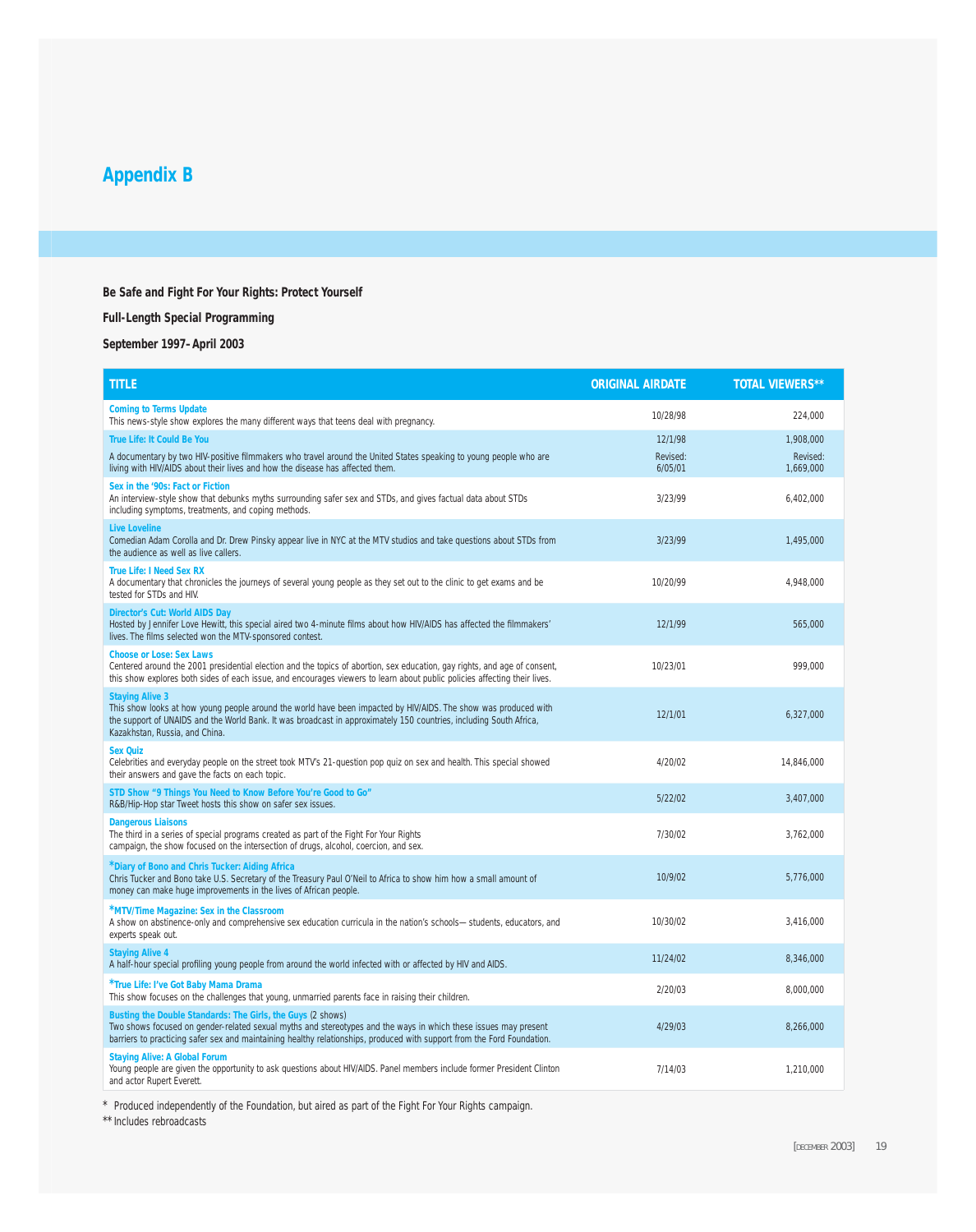# Appendix B

**Be Safe and Fight For Your Rights: Protect Yourself**

**Full-Length Special Programming**

**September 1997– April 2003**

| TITLE | ORIGINAL AIRDATE | TOTAL VIEWERS** |
|---|---|---|
| **Coming to Terms Update**<br>This news-style show explores the many different ways that teens deal with pregnancy. | 10/28/98 | 224,000 |
| **True Life: It Could Be You**<br>A documentary by two HIV-positive filmmakers who travel around the United States speaking to young people who are living with HIV/AIDS about their lives and how the disease has affected them. | 12/1/98<br>Revised: 6/05/01 | 1,908,000<br>Revised: 1,669,000 |
| **Sex in the '90s: Fact or Fiction**<br>An interview-style show that debunks myths surrounding safer sex and STDs, and gives factual data about STDs including symptoms, treatments, and coping methods. | 3/23/99 | 6,402,000 |
| **Live Loveline**<br>Comedian Adam Corolla and Dr. Drew Pinsky appear live in NYC at the MTV studios and take questions about STDs from the audience as well as live callers. | 3/23/99 | 1,495,000 |
| **True Life: I Need Sex RX**<br>A documentary that chronicles the journeys of several young people as they set out to the clinic to get exams and be tested for STDs and HIV. | 10/20/99 | 4,948,000 |
| **Director's Cut: World AIDS Day**<br>Hosted by Jennifer Love Hewitt, this special aired two 4-minute films about how HIV/AIDS has affected the filmmakers' lives. The films selected won the MTV-sponsored contest. | 12/1/99 | 565,000 |
| **Choose or Lose: Sex Laws**<br>Centered around the 2001 presidential election and the topics of abortion, sex education, gay rights, and age of consent, this show explores both sides of each issue, and encourages viewers to learn about public policies affecting their lives. | 10/23/01 | 999,000 |
| **Staying Alive 3**<br>This show looks at how young people around the world have been impacted by HIV/AIDS. The show was produced with the support of UNAIDS and the World Bank. It was broadcast in approximately 150 countries, including South Africa, Kazakhstan, Russia, and China. | 12/1/01 | 6,327,000 |
| **Sex Quiz**<br>Celebrities and everyday people on the street took MTV's 21-question pop quiz on sex and health. This special showed their answers and gave the facts on each topic. | 4/20/02 | 14,846,000 |
| **STD Show "9 Things You Need to Know Before You're Good to Go"**<br>R&B/Hip-Hop star Tweet hosts this show on safer sex issues. | 5/22/02 | 3,407,000 |
| **Dangerous Liaisons**<br>The third in a series of special programs created as part of the Fight For Your Rights campaign, the show focused on the intersection of drugs, alcohol, coercion, and sex. | 7/30/02 | 3,762,000 |
| ***Diary of Bono and Chris Tucker: Aiding Africa**<br>Chris Tucker and Bono take U.S. Secretary of the Treasury Paul O'Neil to Africa to show him how a small amount of money can make huge improvements in the lives of African people. | 10/9/02 | 5,776,000 |
| ***MTV/Time Magazine: Sex in the Classroom**<br>A show on abstinence-only and comprehensive sex education curricula in the nation's schools— students, educators, and experts speak out. | 10/30/02 | 3,416,000 |
| **Staying Alive 4**<br>A half-hour special profiling young people from around the world infected with or affected by HIV and AIDS. | 11/24/02 | 8,346,000 |
| ***True Life: I've Got Baby Mama Drama**<br>This show focuses on the challenges that young, unmarried parents face in raising their children. | 2/20/03 | 8,000,000 |
| **Busting the Double Standards: The Girls, the Guys** (2 shows)<br>Two shows focused on gender-related sexual myths and stereotypes and the ways in which these issues may present barriers to practicing safer sex and maintaining healthy relationships, produced with support from the Ford Foundation. | 4/29/03 | 8,266,000 |
| **Staying Alive: A Global Forum**<br>Young people are given the opportunity to ask questions about HIV/AIDS. Panel members include former President Clinton and actor Rupert Everett. | 7/14/03 | 1,210,000 |

\* Produced independently of the Foundation, but aired as part of the Fight For Your Rights campaign.

** Includes rebroadcasts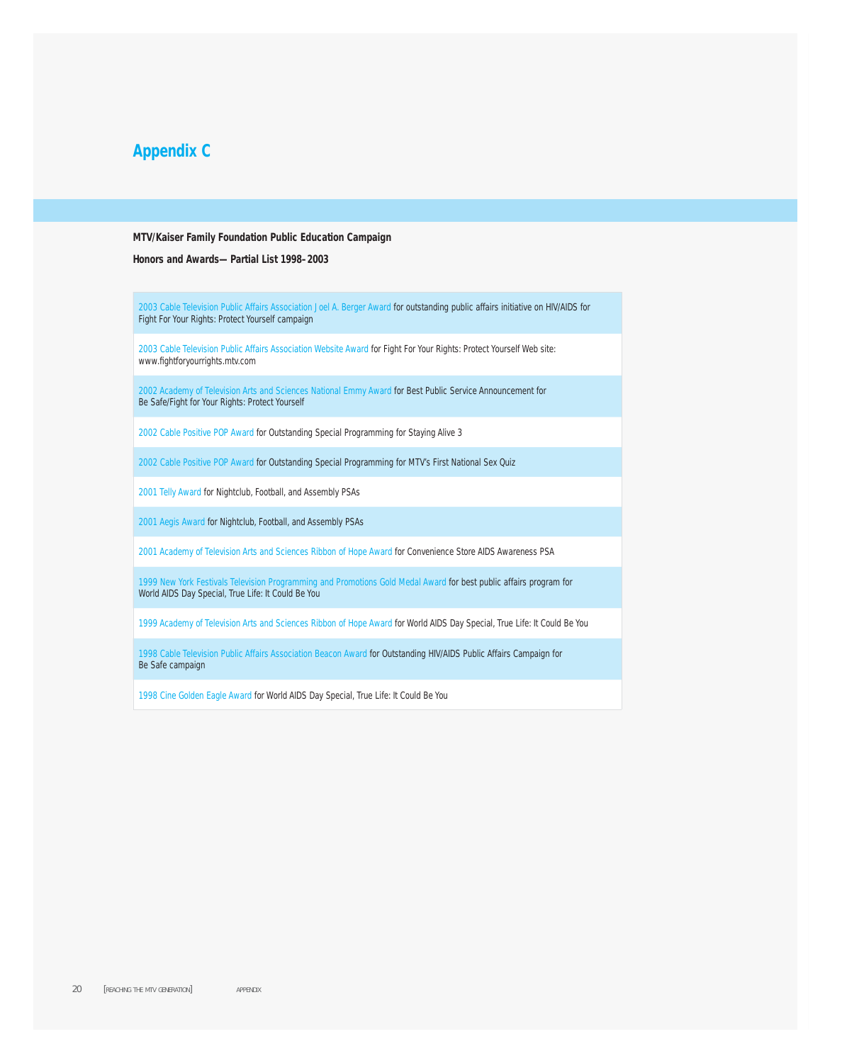# Appendix C

**MTV/Kaiser Family Foundation Public Education Campaign**

**Honors and Awards— Partial List 1998–2003**

| |
|---|
| 2003 Cable Television Public Affairs Association Joel A. Berger Award for outstanding public affairs initiative on HIV/AIDS for Fight For Your Rights: Protect Yourself campaign |
| 2003 Cable Television Public Affairs Association Website Award for Fight For Your Rights: Protect Yourself Web site: www.fightforyourrights.mtv.com |
| 2002 Academy of Television Arts and Sciences National Emmy Award for Best Public Service Announcement for Be Safe/Fight for Your Rights: Protect Yourself |
| 2002 Cable Positive POP Award for Outstanding Special Programming for Staying Alive 3 |
| 2002 Cable Positive POP Award for Outstanding Special Programming for MTV's First National Sex Quiz |
| 2001 Telly Award for Nightclub, Football, and Assembly PSAs |
| 2001 Aegis Award for Nightclub, Football, and Assembly PSAs |
| 2001 Academy of Television Arts and Sciences Ribbon of Hope Award for Convenience Store AIDS Awareness PSA |
| 1999 New York Festivals Television Programming and Promotions Gold Medal Award for best public affairs program for World AIDS Day Special, True Life: It Could Be You |
| 1999 Academy of Television Arts and Sciences Ribbon of Hope Award for World AIDS Day Special, True Life: It Could Be You |
| 1998 Cable Television Public Affairs Association Beacon Award for Outstanding HIV/AIDS Public Affairs Campaign for Be Safe campaign |
| 1998 Cine Golden Eagle Award for World AIDS Day Special, True Life: It Could Be You |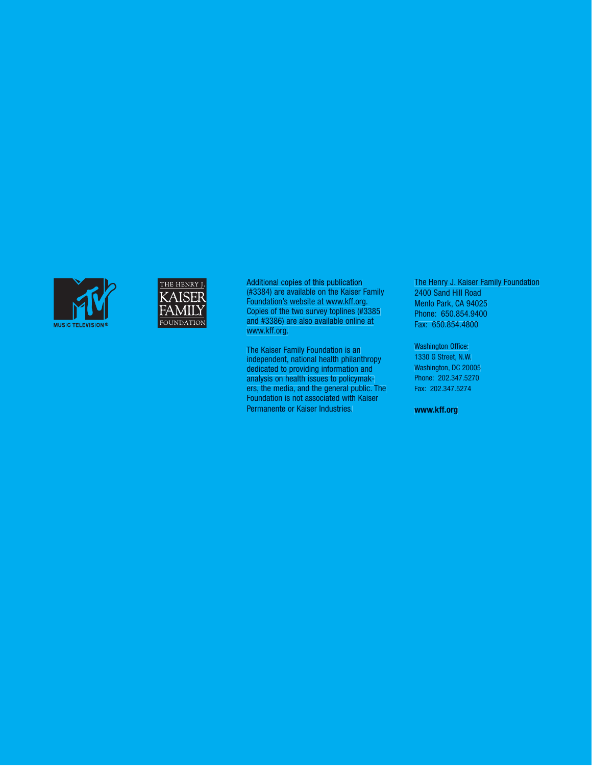MUSIC TELEVISION®

THE HENRY J. KAISER FAMILY FOUNDATION

Additional copies of this publication (#3384) are available on the Kaiser Family Foundation's website at www.kff.org. Copies of the two survey toplines (#3385 and #3386) are also available online at www.kff.org.

The Kaiser Family Foundation is an independent, national health philanthropy dedicated to providing information and analysis on health issues to policymakers, the media, and the general public. The Foundation is not associated with Kaiser Permanente or Kaiser Industries.

The Henry J. Kaiser Family Foundation
2400 Sand Hill Road
Menlo Park, CA 94025
Phone: 650.854.9400
Fax: 650.854.4800

Washington Office:
1330 G Street, N.W.
Washington, DC 20005
Phone: 202.347.5270
Fax: 202.347.5274

**www.kff.org**